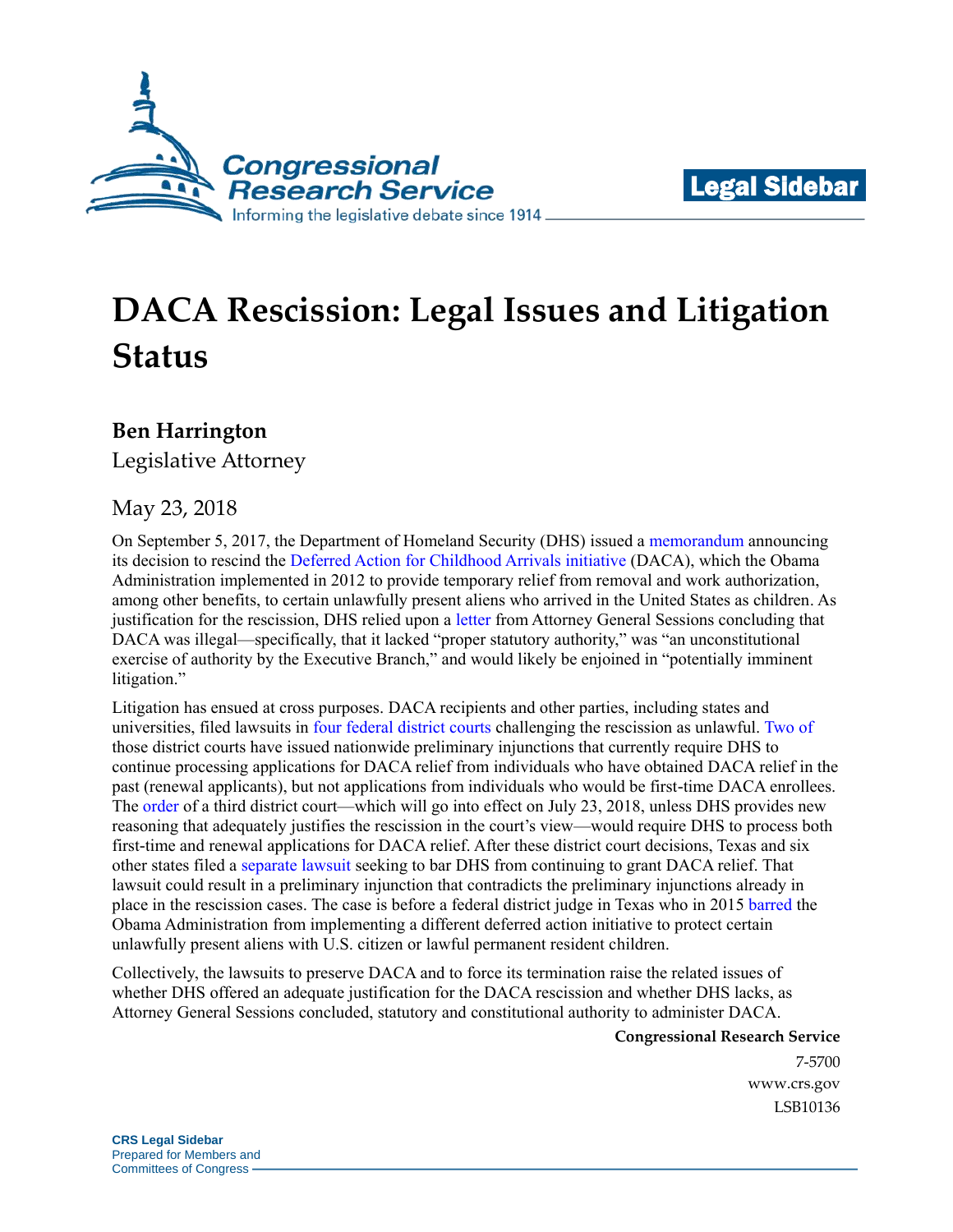# DACA Rescission: Legal Issues and Litigation Status

**Ben Harrington**
Legislative Attorney

May 23, 2018

On September 5, 2017, the Department of Homeland Security (DHS) issued a memorandum announcing its decision to rescind the Deferred Action for Childhood Arrivals initiative (DACA), which the Obama Administration implemented in 2012 to provide temporary relief from removal and work authorization, among other benefits, to certain unlawfully present aliens who arrived in the United States as children. As justification for the rescission, DHS relied upon a letter from Attorney General Sessions concluding that DACA was illegal—specifically, that it lacked "proper statutory authority," was "an unconstitutional exercise of authority by the Executive Branch," and would likely be enjoined in "potentially imminent litigation."

Litigation has ensued at cross purposes. DACA recipients and other parties, including states and universities, filed lawsuits in four federal district courts challenging the rescission as unlawful. Two of those district courts have issued nationwide preliminary injunctions that currently require DHS to continue processing applications for DACA relief from individuals who have obtained DACA relief in the past (renewal applicants), but not applications from individuals who would be first-time DACA enrollees. The order of a third district court—which will go into effect on July 23, 2018, unless DHS provides new reasoning that adequately justifies the rescission in the court's view—would require DHS to process both first-time and renewal applications for DACA relief. After these district court decisions, Texas and six other states filed a separate lawsuit seeking to bar DHS from continuing to grant DACA relief. That lawsuit could result in a preliminary injunction that contradicts the preliminary injunctions already in place in the rescission cases. The case is before a federal district judge in Texas who in 2015 barred the Obama Administration from implementing a different deferred action initiative to protect certain unlawfully present aliens with U.S. citizen or lawful permanent resident children.

Collectively, the lawsuits to preserve DACA and to force its termination raise the related issues of whether DHS offered an adequate justification for the DACA rescission and whether DHS lacks, as Attorney General Sessions concluded, statutory and constitutional authority to administer DACA.

**Congressional Research Service**
7-5700
www.crs.gov
LSB10136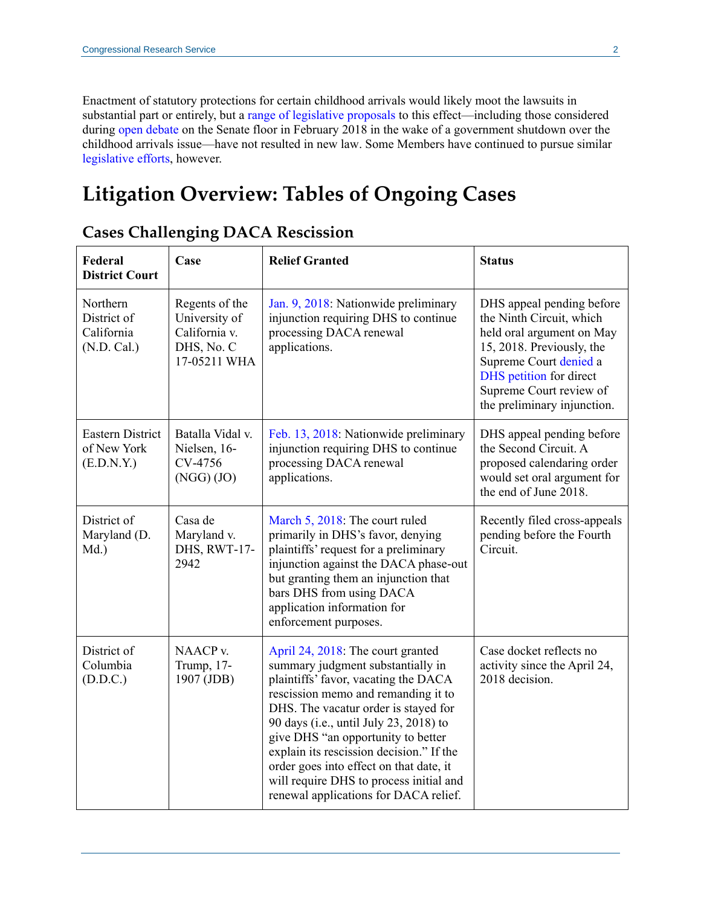Enactment of statutory protections for certain childhood arrivals would likely moot the lawsuits in substantial part or entirely, but a range of legislative proposals to this effect—including those considered during open debate on the Senate floor in February 2018 in the wake of a government shutdown over the childhood arrivals issue—have not resulted in new law. Some Members have continued to pursue similar legislative efforts, however.

# Litigation Overview: Tables of Ongoing Cases

## Cases Challenging DACA Rescission

| Federal District Court | Case | Relief Granted | Status |
|---|---|---|---|
| Northern District of California (N.D. Cal.) | Regents of the University of California v. DHS, No. C 17-05211 WHA | Jan. 9, 2018: Nationwide preliminary injunction requiring DHS to continue processing DACA renewal applications. | DHS appeal pending before the Ninth Circuit, which held oral argument on May 15, 2018. Previously, the Supreme Court denied a DHS petition for direct Supreme Court review of the preliminary injunction. |
| Eastern District of New York (E.D.N.Y.) | Batalla Vidal v. Nielsen, 16-CV-4756 (NGG) (JO) | Feb. 13, 2018: Nationwide preliminary injunction requiring DHS to continue processing DACA renewal applications. | DHS appeal pending before the Second Circuit. A proposed calendaring order would set oral argument for the end of June 2018. |
| District of Maryland (D. Md.) | Casa de Maryland v. DHS, RWT-17-2942 | March 5, 2018: The court ruled primarily in DHS's favor, denying plaintiffs' request for a preliminary injunction against the DACA phase-out but granting them an injunction that bars DHS from using DACA application information for enforcement purposes. | Recently filed cross-appeals pending before the Fourth Circuit. |
| District of Columbia (D.D.C.) | NAACP v. Trump, 17-1907 (JDB) | April 24, 2018: The court granted summary judgment substantially in plaintiffs' favor, vacating the DACA rescission memo and remanding it to DHS. The vacatur order is stayed for 90 days (i.e., until July 23, 2018) to give DHS "an opportunity to better explain its rescission decision." If the order goes into effect on that date, it will require DHS to process initial and renewal applications for DACA relief. | Case docket reflects no activity since the April 24, 2018 decision. |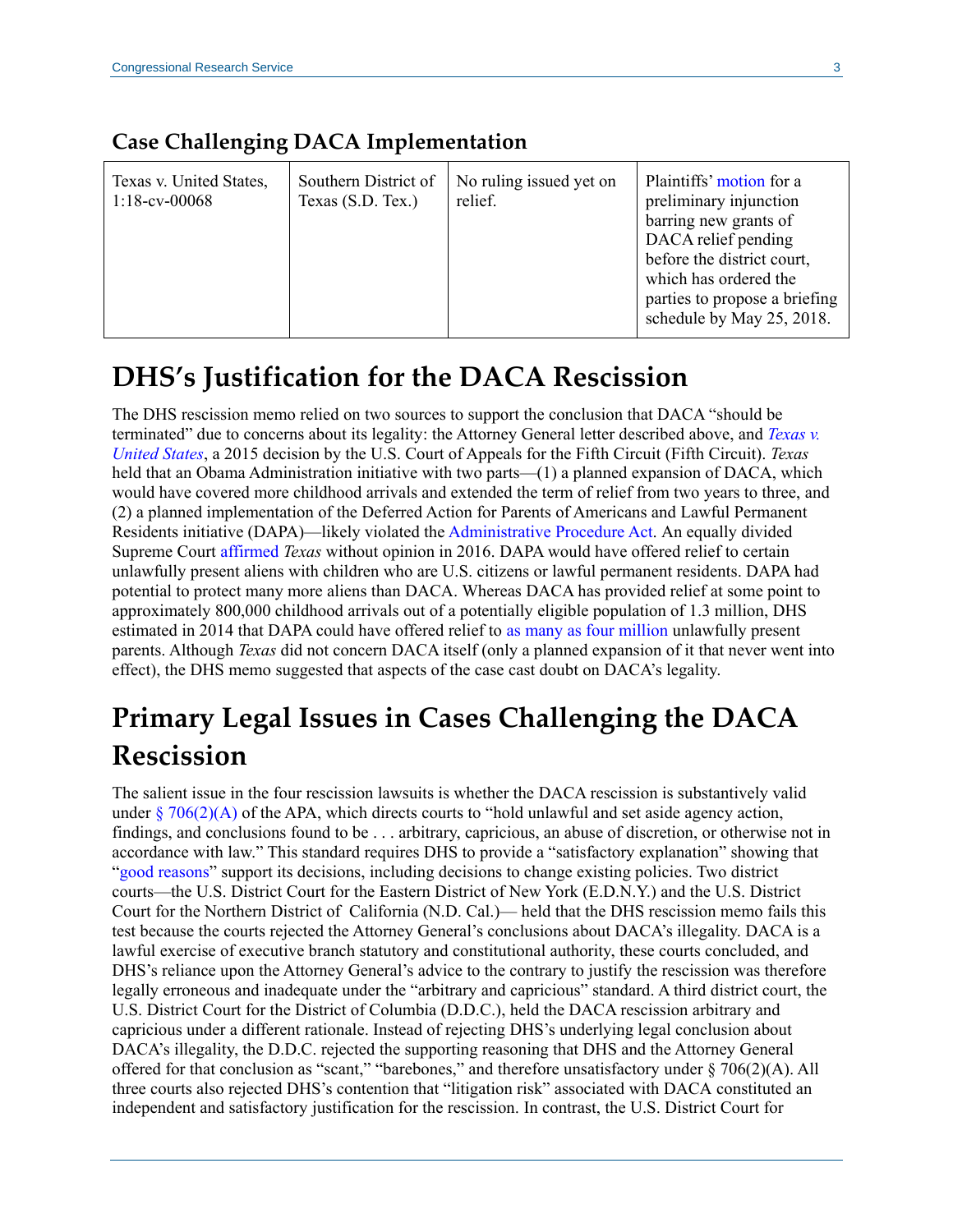### Case Challenging DACA Implementation

| Texas v. United States, 1:18-cv-00068 | Southern District of Texas (S.D. Tex.) | No ruling issued yet on relief. | Plaintiffs' motion for a preliminary injunction barring new grants of DACA relief pending before the district court, which has ordered the parties to propose a briefing schedule by May 25, 2018. |
|---|---|---|---|

## DHS's Justification for the DACA Rescission

The DHS rescission memo relied on two sources to support the conclusion that DACA "should be terminated" due to concerns about its legality: the Attorney General letter described above, and *Texas v. United States*, a 2015 decision by the U.S. Court of Appeals for the Fifth Circuit (Fifth Circuit). *Texas* held that an Obama Administration initiative with two parts—(1) a planned expansion of DACA, which would have covered more childhood arrivals and extended the term of relief from two years to three, and (2) a planned implementation of the Deferred Action for Parents of Americans and Lawful Permanent Residents initiative (DAPA)—likely violated the Administrative Procedure Act. An equally divided Supreme Court affirmed *Texas* without opinion in 2016. DAPA would have offered relief to certain unlawfully present aliens with children who are U.S. citizens or lawful permanent residents. DAPA had potential to protect many more aliens than DACA. Whereas DACA has provided relief at some point to approximately 800,000 childhood arrivals out of a potentially eligible population of 1.3 million, DHS estimated in 2014 that DAPA could have offered relief to as many as four million unlawfully present parents. Although *Texas* did not concern DACA itself (only a planned expansion of it that never went into effect), the DHS memo suggested that aspects of the case cast doubt on DACA's legality.

## Primary Legal Issues in Cases Challenging the DACA Rescission

The salient issue in the four rescission lawsuits is whether the DACA rescission is substantively valid under § 706(2)(A) of the APA, which directs courts to "hold unlawful and set aside agency action, findings, and conclusions found to be . . . arbitrary, capricious, an abuse of discretion, or otherwise not in accordance with law." This standard requires DHS to provide a "satisfactory explanation" showing that "good reasons" support its decisions, including decisions to change existing policies. Two district courts—the U.S. District Court for the Eastern District of New York (E.D.N.Y.) and the U.S. District Court for the Northern District of California (N.D. Cal.)— held that the DHS rescission memo fails this test because the courts rejected the Attorney General's conclusions about DACA's illegality. DACA is a lawful exercise of executive branch statutory and constitutional authority, these courts concluded, and DHS's reliance upon the Attorney General's advice to the contrary to justify the rescission was therefore legally erroneous and inadequate under the "arbitrary and capricious" standard. A third district court, the U.S. District Court for the District of Columbia (D.D.C.), held the DACA rescission arbitrary and capricious under a different rationale. Instead of rejecting DHS's underlying legal conclusion about DACA's illegality, the D.D.C. rejected the supporting reasoning that DHS and the Attorney General offered for that conclusion as "scant," "barebones," and therefore unsatisfactory under § 706(2)(A). All three courts also rejected DHS's contention that "litigation risk" associated with DACA constituted an independent and satisfactory justification for the rescission. In contrast, the U.S. District Court for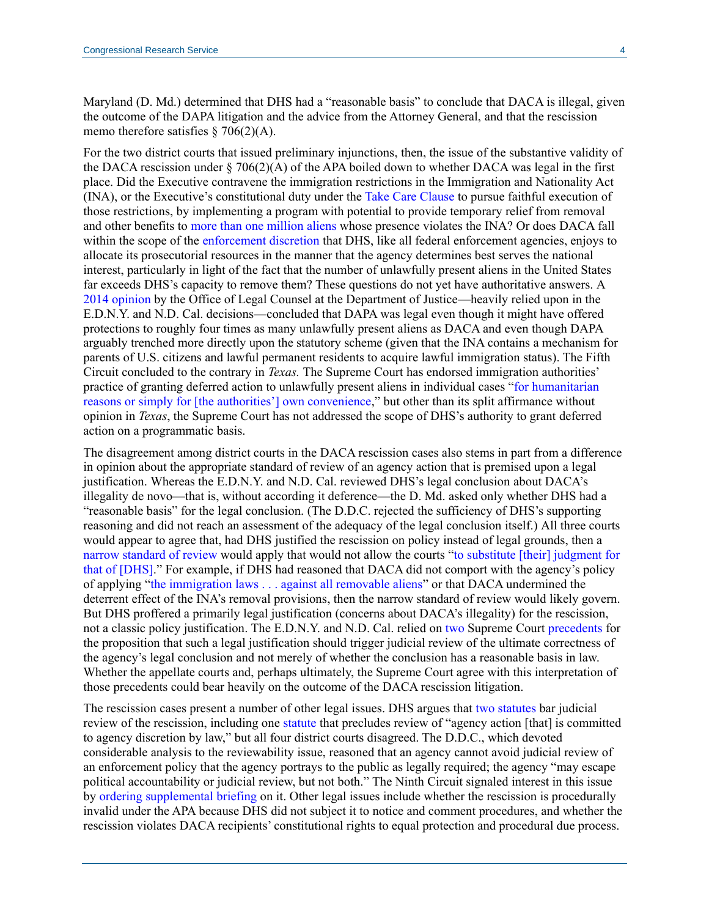Maryland (D. Md.) determined that DHS had a "reasonable basis" to conclude that DACA is illegal, given the outcome of the DAPA litigation and the advice from the Attorney General, and that the rescission memo therefore satisfies § 706(2)(A).

For the two district courts that issued preliminary injunctions, then, the issue of the substantive validity of the DACA rescission under § 706(2)(A) of the APA boiled down to whether DACA was legal in the first place. Did the Executive contravene the immigration restrictions in the Immigration and Nationality Act (INA), or the Executive's constitutional duty under the Take Care Clause to pursue faithful execution of those restrictions, by implementing a program with potential to provide temporary relief from removal and other benefits to more than one million aliens whose presence violates the INA? Or does DACA fall within the scope of the enforcement discretion that DHS, like all federal enforcement agencies, enjoys to allocate its prosecutorial resources in the manner that the agency determines best serves the national interest, particularly in light of the fact that the number of unlawfully present aliens in the United States far exceeds DHS's capacity to remove them? These questions do not yet have authoritative answers. A 2014 opinion by the Office of Legal Counsel at the Department of Justice—heavily relied upon in the E.D.N.Y. and N.D. Cal. decisions—concluded that DAPA was legal even though it might have offered protections to roughly four times as many unlawfully present aliens as DACA and even though DAPA arguably trenched more directly upon the statutory scheme (given that the INA contains a mechanism for parents of U.S. citizens and lawful permanent residents to acquire lawful immigration status). The Fifth Circuit concluded to the contrary in *Texas.* The Supreme Court has endorsed immigration authorities' practice of granting deferred action to unlawfully present aliens in individual cases "for humanitarian reasons or simply for [the authorities'] own convenience," but other than its split affirmance without opinion in *Texas*, the Supreme Court has not addressed the scope of DHS's authority to grant deferred action on a programmatic basis.

The disagreement among district courts in the DACA rescission cases also stems in part from a difference in opinion about the appropriate standard of review of an agency action that is premised upon a legal justification. Whereas the E.D.N.Y. and N.D. Cal. reviewed DHS's legal conclusion about DACA's illegality de novo—that is, without according it deference—the D. Md. asked only whether DHS had a "reasonable basis" for the legal conclusion. (The D.D.C. rejected the sufficiency of DHS's supporting reasoning and did not reach an assessment of the adequacy of the legal conclusion itself.) All three courts would appear to agree that, had DHS justified the rescission on policy instead of legal grounds, then a narrow standard of review would apply that would not allow the courts "to substitute [their] judgment for that of [DHS]." For example, if DHS had reasoned that DACA did not comport with the agency's policy of applying "the immigration laws . . . against all removable aliens" or that DACA undermined the deterrent effect of the INA's removal provisions, then the narrow standard of review would likely govern. But DHS proffered a primarily legal justification (concerns about DACA's illegality) for the rescission, not a classic policy justification. The E.D.N.Y. and N.D. Cal. relied on two Supreme Court precedents for the proposition that such a legal justification should trigger judicial review of the ultimate correctness of the agency's legal conclusion and not merely of whether the conclusion has a reasonable basis in law. Whether the appellate courts and, perhaps ultimately, the Supreme Court agree with this interpretation of those precedents could bear heavily on the outcome of the DACA rescission litigation.

The rescission cases present a number of other legal issues. DHS argues that two statutes bar judicial review of the rescission, including one statute that precludes review of "agency action [that] is committed to agency discretion by law," but all four district courts disagreed. The D.D.C., which devoted considerable analysis to the reviewability issue, reasoned that an agency cannot avoid judicial review of an enforcement policy that the agency portrays to the public as legally required; the agency "may escape political accountability or judicial review, but not both." The Ninth Circuit signaled interest in this issue by ordering supplemental briefing on it. Other legal issues include whether the rescission is procedurally invalid under the APA because DHS did not subject it to notice and comment procedures, and whether the rescission violates DACA recipients' constitutional rights to equal protection and procedural due process.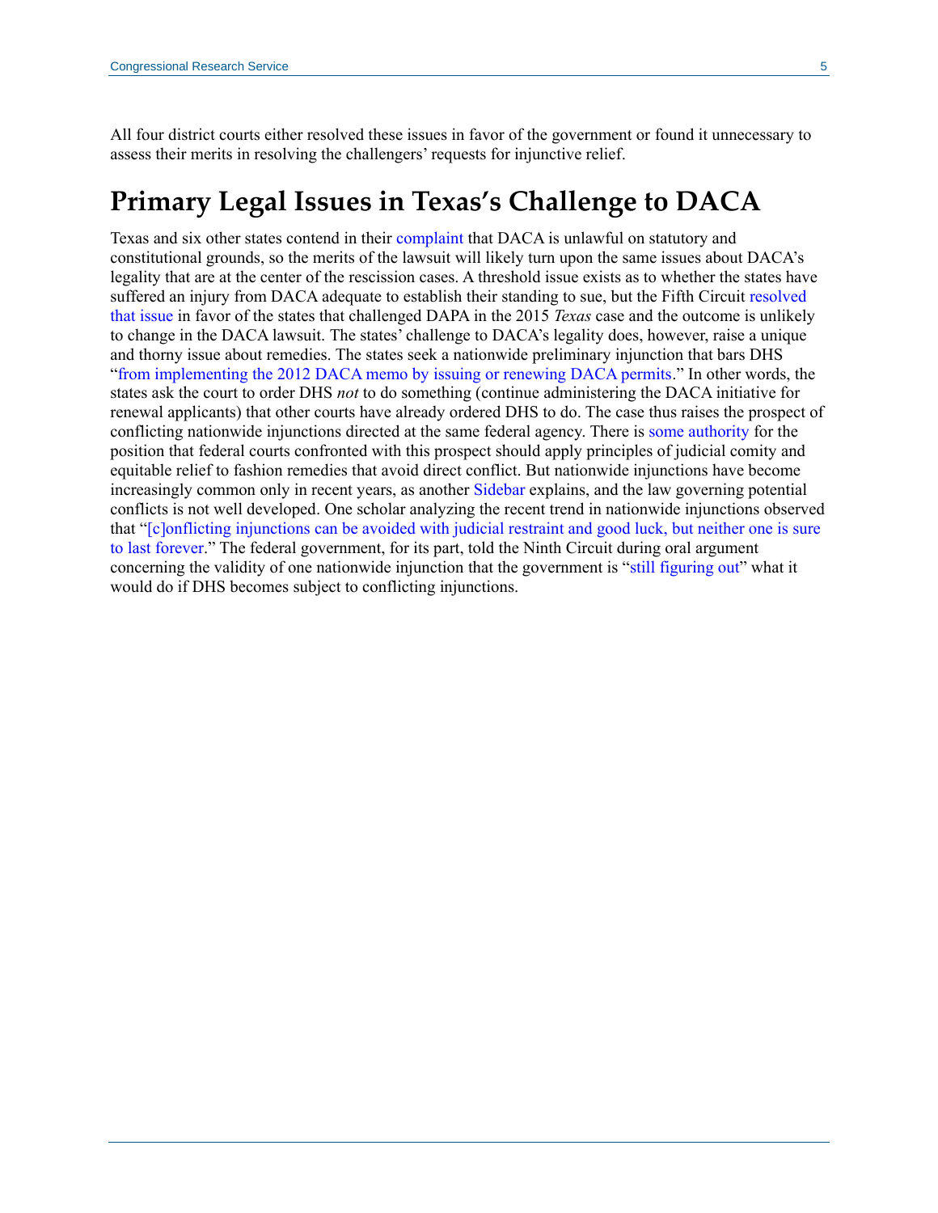All four district courts either resolved these issues in favor of the government or found it unnecessary to assess their merits in resolving the challengers' requests for injunctive relief.

# Primary Legal Issues in Texas's Challenge to DACA

Texas and six other states contend in their complaint that DACA is unlawful on statutory and constitutional grounds, so the merits of the lawsuit will likely turn upon the same issues about DACA's legality that are at the center of the rescission cases. A threshold issue exists as to whether the states have suffered an injury from DACA adequate to establish their standing to sue, but the Fifth Circuit resolved that issue in favor of the states that challenged DAPA in the 2015 *Texas* case and the outcome is unlikely to change in the DACA lawsuit. The states' challenge to DACA's legality does, however, raise a unique and thorny issue about remedies. The states seek a nationwide preliminary injunction that bars DHS "from implementing the 2012 DACA memo by issuing or renewing DACA permits." In other words, the states ask the court to order DHS *not* to do something (continue administering the DACA initiative for renewal applicants) that other courts have already ordered DHS to do. The case thus raises the prospect of conflicting nationwide injunctions directed at the same federal agency. There is some authority for the position that federal courts confronted with this prospect should apply principles of judicial comity and equitable relief to fashion remedies that avoid direct conflict. But nationwide injunctions have become increasingly common only in recent years, as another Sidebar explains, and the law governing potential conflicts is not well developed. One scholar analyzing the recent trend in nationwide injunctions observed that "[c]onflicting injunctions can be avoided with judicial restraint and good luck, but neither one is sure to last forever." The federal government, for its part, told the Ninth Circuit during oral argument concerning the validity of one nationwide injunction that the government is "still figuring out" what it would do if DHS becomes subject to conflicting injunctions.